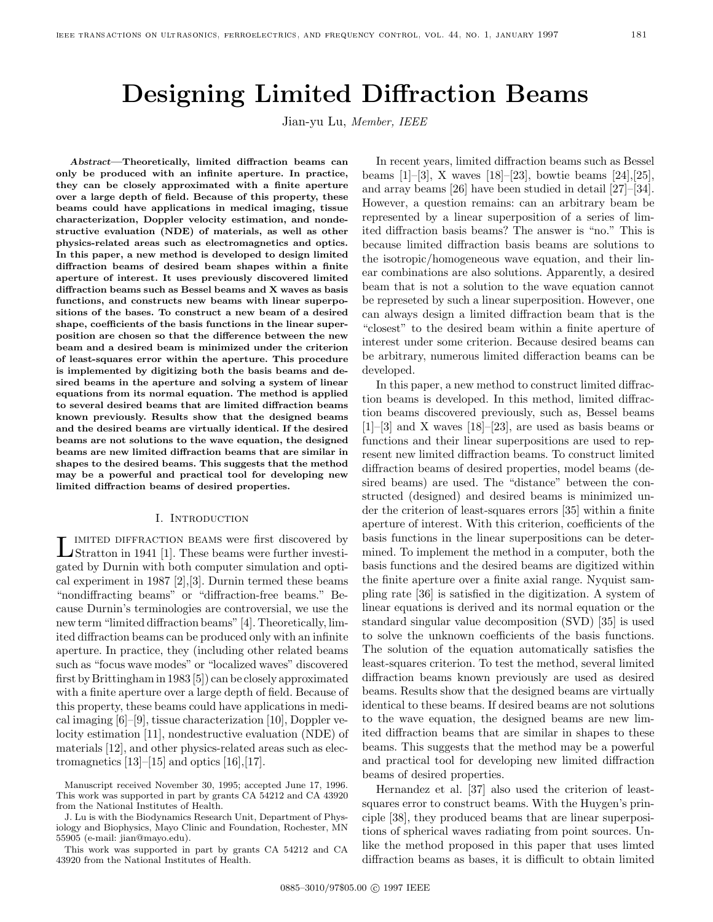# Designing Limited Diffraction Beams

Jian-yu Lu, *Member, IEEE*

***Abstract*—Theoretically, limited diffraction beams can only be produced with an infinite aperture. In practice, they can be closely approximated with a finite aperture over a large depth of field. Because of this property, these beams could have applications in medical imaging, tissue characterization, Doppler velocity estimation, and nondestructive evaluation (NDE) of materials, as well as other physics-related areas such as electromagnetics and optics. In this paper, a new method is developed to design limited diffraction beams of desired beam shapes within a finite aperture of interest. It uses previously discovered limited diffraction beams such as Bessel beams and X waves as basis functions, and constructs new beams with linear superpositions of the bases. To construct a new beam of a desired shape, coefficients of the basis functions in the linear superposition are chosen so that the difference between the new beam and a desired beam is minimized under the criterion of least-squares error within the aperture. This procedure is implemented by digitizing both the basis beams and desired beams in the aperture and solving a system of linear equations from its normal equation. The method is applied to several desired beams that are limited diffraction beams known previously. Results show that the designed beams and the desired beams are virtually identical. If the desired beams are not solutions to the wave equation, the designed beams are new limited diffraction beams that are similar in shapes to the desired beams. This suggests that the method may be a powerful and practical tool for developing new limited diffraction beams of desired properties.**

## I. Introduction

Limited diffraction beams were first discovered by Stratton in 1941 [1]. These beams were further investigated by Durnin with both computer simulation and optical experiment in 1987 [2],[3]. Durnin termed these beams "nondiffracting beams" or "diffraction-free beams." Because Durnin's terminologies are controversial, we use the new term "limited diffraction beams" [4]. Theoretically, limited diffraction beams can be produced only with an infinite aperture. In practice, they (including other related beams such as "focus wave modes" or "localized waves" discovered first by Brittingham in 1983 [5]) can be closely approximated with a finite aperture over a large depth of field. Because of this property, these beams could have applications in medical imaging [6]–[9], tissue characterization [10], Doppler velocity estimation [11], nondestructive evaluation (NDE) of materials [12], and other physics-related areas such as electromagnetics [13]–[15] and optics [16],[17].

Manuscript received November 30, 1995; accepted June 17, 1996. This work was supported in part by grants CA 54212 and CA 43920 from the National Institutes of Health.

J. Lu is with the Biodynamics Research Unit, Department of Physiology and Biophysics, Mayo Clinic and Foundation, Rochester, MN 55905 (e-mail: jian@mayo.edu).

This work was supported in part by grants CA 54212 and CA 43920 from the National Institutes of Health.

In recent years, limited diffraction beams such as Bessel beams [1]–[3], X waves [18]–[23], bowtie beams [24],[25], and array beams [26] have been studied in detail [27]–[34]. However, a question remains: can an arbitrary beam be represented by a linear superposition of a series of limited diffraction basis beams? The answer is "no." This is because limited diffraction basis beams are solutions to the isotropic/homogeneous wave equation, and their linear combinations are also solutions. Apparently, a desired beam that is not a solution to the wave equation cannot be represeted by such a linear superposition. However, one can always design a limited diffraction beam that is the "closest" to the desired beam within a finite aperture of interest under some criterion. Because desired beams can be arbitrary, numerous limited differaction beams can be developed.

In this paper, a new method to construct limited diffraction beams is developed. In this method, limited diffraction beams discovered previously, such as, Bessel beams [1]–[3] and X waves [18]–[23], are used as basis beams or functions and their linear superpositions are used to represent new limited diffraction beams. To construct limited diffraction beams of desired properties, model beams (desired beams) are used. The "distance" between the constructed (designed) and desired beams is minimized under the criterion of least-squares errors [35] within a finite aperture of interest. With this criterion, coefficients of the basis functions in the linear superpositions can be determined. To implement the method in a computer, both the basis functions and the desired beams are digitized within the finite aperture over a finite axial range. Nyquist sampling rate [36] is satisfied in the digitization. A system of linear equations is derived and its normal equation or the standard singular value decomposition (SVD) [35] is used to solve the unknown coefficients of the basis functions. The solution of the equation automatically satisfies the least-squares criterion. To test the method, several limited diffraction beams known previously are used as desired beams. Results show that the designed beams are virtually identical to these beams. If desired beams are not solutions to the wave equation, the designed beams are new limited diffraction beams that are similar in shapes to these beams. This suggests that the method may be a powerful and practical tool for developing new limited diffraction beams of desired properties.

Hernandez et al. [37] also used the criterion of least-squares error to construct beams. With the Huygen's principle [38], they produced beams that are linear superpositions of spherical waves radiating from point sources. Unlike the method proposed in this paper that uses limted diffraction beams as bases, it is difficult to obtain limited

0885–3010/97$05.00 © 1997 IEEE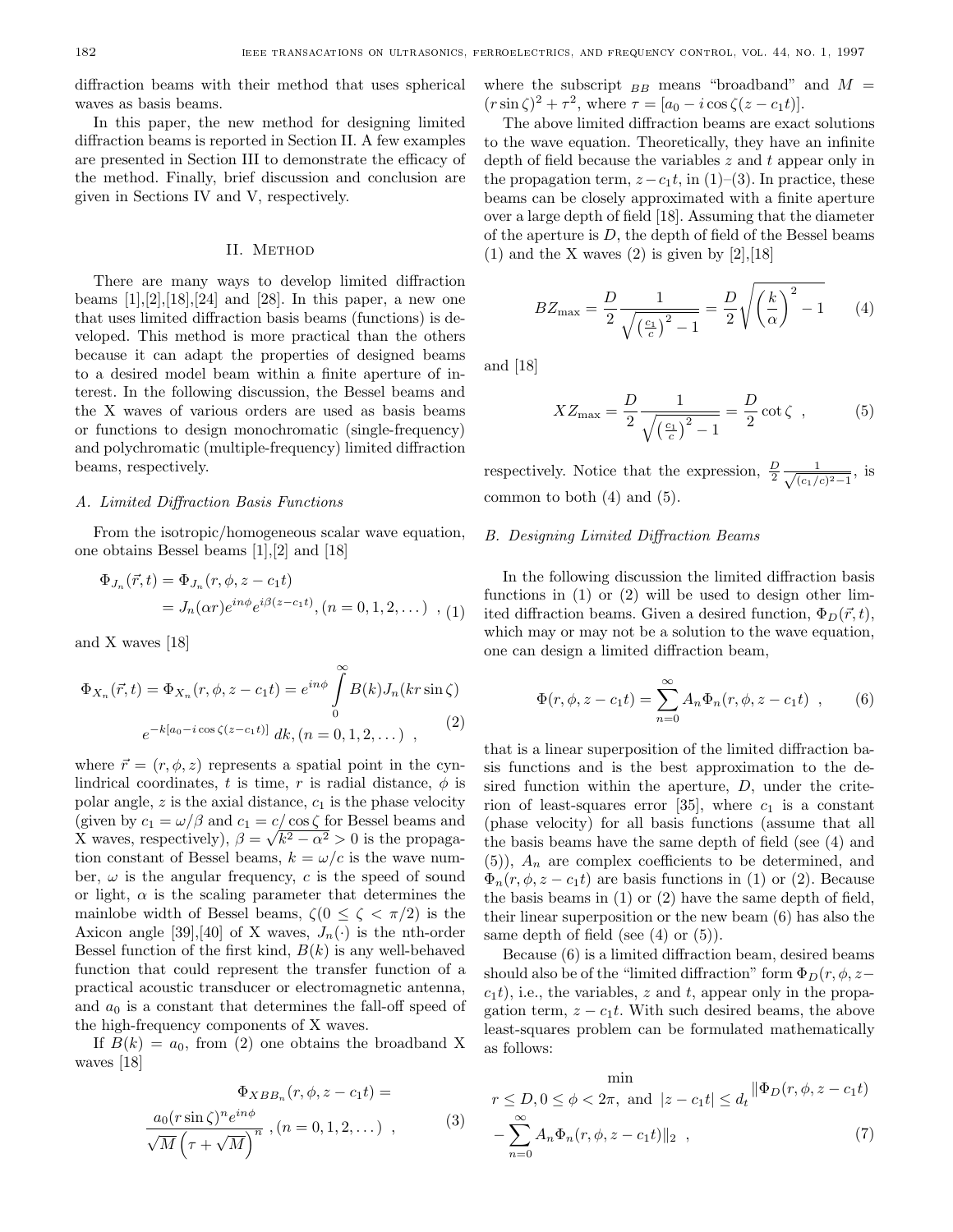diffraction beams with their method that uses spherical waves as basis beams.

In this paper, the new method for designing limited diffraction beams is reported in Section II. A few examples are presented in Section III to demonstrate the efficacy of the method. Finally, brief discussion and conclusion are given in Sections IV and V, respectively.

## II. Method

There are many ways to develop limited diffraction beams [1],[2],[18],[24] and [28]. In this paper, a new one that uses limited diffraction basis beams (functions) is developed. This method is more practical than the others because it can adapt the properties of designed beams to a desired model beam within a finite aperture of interest. In the following discussion, the Bessel beams and the X waves of various orders are used as basis beams or functions to design monochromatic (single-frequency) and polychromatic (multiple-frequency) limited diffraction beams, respectively.

### A. Limited Diffraction Basis Functions

From the isotropic/homogeneous scalar wave equation, one obtains Bessel beams [1],[2] and [18]

$$\Phi_{J_n}(\vec{r},t) = \Phi_{J_n}(r,\phi,z-c_1t) = J_n(\alpha r)e^{in\phi}e^{i\beta(z-c_1t)}, (n=0,1,2,\dots) \ , \quad (1)$$

and X waves [18]

$$\Phi_{X_n}(\vec{r},t) = \Phi_{X_n}(r,\phi,z-c_1t) = e^{in\phi}\int_0^\infty B(k)J_n(kr\sin\zeta) e^{-k[a_0-i\cos\zeta(z-c_1t)]}\,dk, (n=0,1,2,\dots) \ , \quad (2)$$

where $\vec{r}=(r,\phi,z)$ represents a spatial point in the cynlindrical coordinates, $t$ is time, $r$ is radial distance, $\phi$ is polar angle, $z$ is the axial distance, $c_1$ is the phase velocity (given by $c_1=\omega/\beta$ and $c_1=c/\cos\zeta$ for Bessel beams and X waves, respectively), $\beta=\sqrt{k^2-\alpha^2}>0$ is the propagation constant of Bessel beams, $k=\omega/c$ is the wave number, $\omega$ is the angular frequency, $c$ is the speed of sound or light, $\alpha$ is the scaling parameter that determines the mainlobe width of Bessel beams, $\zeta(0\le\zeta<\pi/2)$ is the Axicon angle [39],[40] of X waves, $J_n(\cdot)$ is the nth-order Bessel function of the first kind, $B(k)$ is any well-behaved function that could represent the transfer function of a practical acoustic transducer or electromagnetic antenna, and $a_0$ is a constant that determines the fall-off speed of the high-frequency components of X waves.

If $B(k)=a_0$, from (2) one obtains the broadband X waves [18]

$$\Phi_{XBB_n}(r,\phi,z-c_1t) = \frac{a_0(r\sin\zeta)^n e^{in\phi}}{\sqrt{M}\left(\tau+\sqrt{M}\right)^n} \ , (n=0,1,2,\dots) \ , \quad (3)$$

where the subscript $_{BB}$ means "broadband" and $M=(r\sin\zeta)^2+\tau^2$, where $\tau=[a_0-i\cos\zeta(z-c_1t)]$.

The above limited diffraction beams are exact solutions to the wave equation. Theoretically, they have an infinite depth of field because the variables $z$ and $t$ appear only in the propagation term, $z-c_1t$, in (1)–(3). In practice, these beams can be closely approximated with a finite aperture over a large depth of field [18]. Assuming that the diameter of the aperture is $D$, the depth of field of the Bessel beams (1) and the X waves (2) is given by [2],[18]

$$BZ_{\max} = \frac{D}{2}\frac{1}{\sqrt{\left(\frac{c_1}{c}\right)^2-1}} = \frac{D}{2}\sqrt{\left(\frac{k}{\alpha}\right)^2-1} \quad (4)$$

and [18]

$$XZ_{\max} = \frac{D}{2}\frac{1}{\sqrt{\left(\frac{c_1}{c}\right)^2-1}} = \frac{D}{2}\cot\zeta \ , \quad (5)$$

respectively. Notice that the expression, $\frac{D}{2}\frac{1}{\sqrt{(c_1/c)^2-1}}$, is common to both (4) and (5).

### B. Designing Limited Diffraction Beams

In the following discussion the limited diffraction basis functions in (1) or (2) will be used to design other limited diffraction beams. Given a desired function, $\Phi_D(\vec{r},t)$, which may or may not be a solution to the wave equation, one can design a limited diffraction beam,

$$\Phi(r,\phi,z-c_1t) = \sum_{n=0}^{\infty} A_n\Phi_n(r,\phi,z-c_1t) \ , \quad (6)$$

that is a linear superposition of the limited diffraction basis functions and is the best approximation to the desired function within the aperture, $D$, under the criterion of least-squares error [35], where $c_1$ is a constant (phase velocity) for all basis functions (assume that all the basis beams have the same depth of field (see (4) and (5)), $A_n$ are complex coefficients to be determined, and $\Phi_n(r,\phi,z-c_1t)$ are basis functions in (1) or (2). Because the basis beams in (1) or (2) have the same depth of field, their linear superposition or the new beam (6) has also the same depth of field (see (4) or (5)).

Because (6) is a limited diffraction beam, desired beams should also be of the "limited diffraction" form $\Phi_D(r,\phi,z-c_1t)$, i.e., the variables, $z$ and $t$, appear only in the propagation term, $z-c_1t$. With such desired beams, the above least-squares problem can be formulated mathematically as follows:

$$\min_{r\le D,\, 0\le\phi<2\pi,\ \text{and}\ |z-c_1t|\le d_t} \left\|\Phi_D(r,\phi,z-c_1t) - \sum_{n=0}^{\infty} A_n\Phi_n(r,\phi,z-c_1t)\right\|_2 \ , \quad (7)$$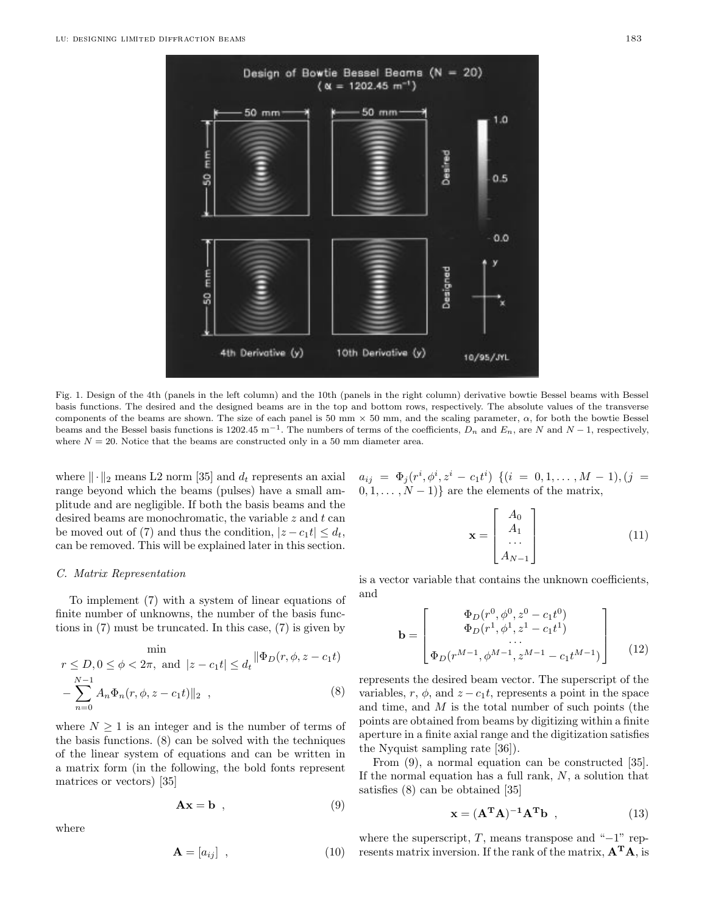Fig. 1. Design of the 4th (panels in the left column) and the 10th (panels in the right column) derivative bowtie Bessel beams with Bessel basis functions. The desired and the designed beams are in the top and bottom rows, respectively. The absolute values of the transverse components of the beams are shown. The size of each panel is 50 mm × 50 mm, and the scaling parameter, $\alpha$, for both the bowtie Bessel beams and the Bessel basis functions is 1202.45 $\text{m}^{-1}$. The numbers of terms of the coefficients, $D_n$ and $E_n$, are $N$ and $N-1$, respectively, where $N = 20$. Notice that the beams are constructed only in a 50 mm diameter area.

where $\|\cdot\|_2$ means L2 norm [35] and $d_t$ represents an axial range beyond which the beams (pulses) have a small amplitude and are negligible. If both the basis beams and the desired beams are monochromatic, the variable $z$ and $t$ can be moved out of (7) and thus the condition, $|z - c_1 t| \le d_t$, can be removed. This will be explained later in this section.

### C. Matrix Representation

To implement (7) with a system of linear equations of finite number of unknowns, the number of the basis functions in (7) must be truncated. In this case, (7) is given by

$$\min_{r \le D,\, 0 \le \phi < 2\pi, \text{ and } |z - c_1 t| \le d_t} \|\Phi_D(r, \phi, z - c_1 t) - \sum_{n=0}^{N-1} A_n \Phi_n(r, \phi, z - c_1 t)\|_2 \ , \tag{8}$$

where $N \ge 1$ is an integer and is the number of terms of the basis functions. (8) can be solved with the techniques of the linear system of equations and can be written in a matrix form (in the following, the bold fonts represent matrices or vectors) [35]

$$\mathbf{Ax} = \mathbf{b} \ , \tag{9}$$

where

$$\mathbf{A} = [a_{ij}] \ , \tag{10}$$

$a_{ij} = \Phi_j(r^i, \phi^i, z^i - c_1 t^i)$ $\{(i = 0, 1, \ldots, M-1), (j = 0, 1, \ldots, N-1)\}$ are the elements of the matrix,

$$\mathbf{x} = \begin{bmatrix} A_0 \\ A_1 \\ \cdots \\ A_{N-1} \end{bmatrix} \tag{11}$$

is a vector variable that contains the unknown coefficients, and

$$\mathbf{b} = \begin{bmatrix} \Phi_D(r^0, \phi^0, z^0 - c_1 t^0) \\ \Phi_D(r^1, \phi^1, z^1 - c_1 t^1) \\ \cdots \\ \Phi_D(r^{M-1}, \phi^{M-1}, z^{M-1} - c_1 t^{M-1}) \end{bmatrix} \tag{12}$$

represents the desired beam vector. The superscript of the variables, $r$, $\phi$, and $z - c_1 t$, represents a point in the space and time, and $M$ is the total number of such points (the points are obtained from beams by digitizing within a finite aperture in a finite axial range and the digitization satisfies the Nyquist sampling rate [36]).

From (9), a normal equation can be constructed [35]. If the normal equation has a full rank, $N$, a solution that satisfies (8) can be obtained [35]

$$\mathbf{x} = (\mathbf{A^T A})^{-1} \mathbf{A^T b} \ , \tag{13}$$

where the superscript, $T$, means transpose and "$-1$" represents matrix inversion. If the rank of the matrix, $\mathbf{A^T A}$, is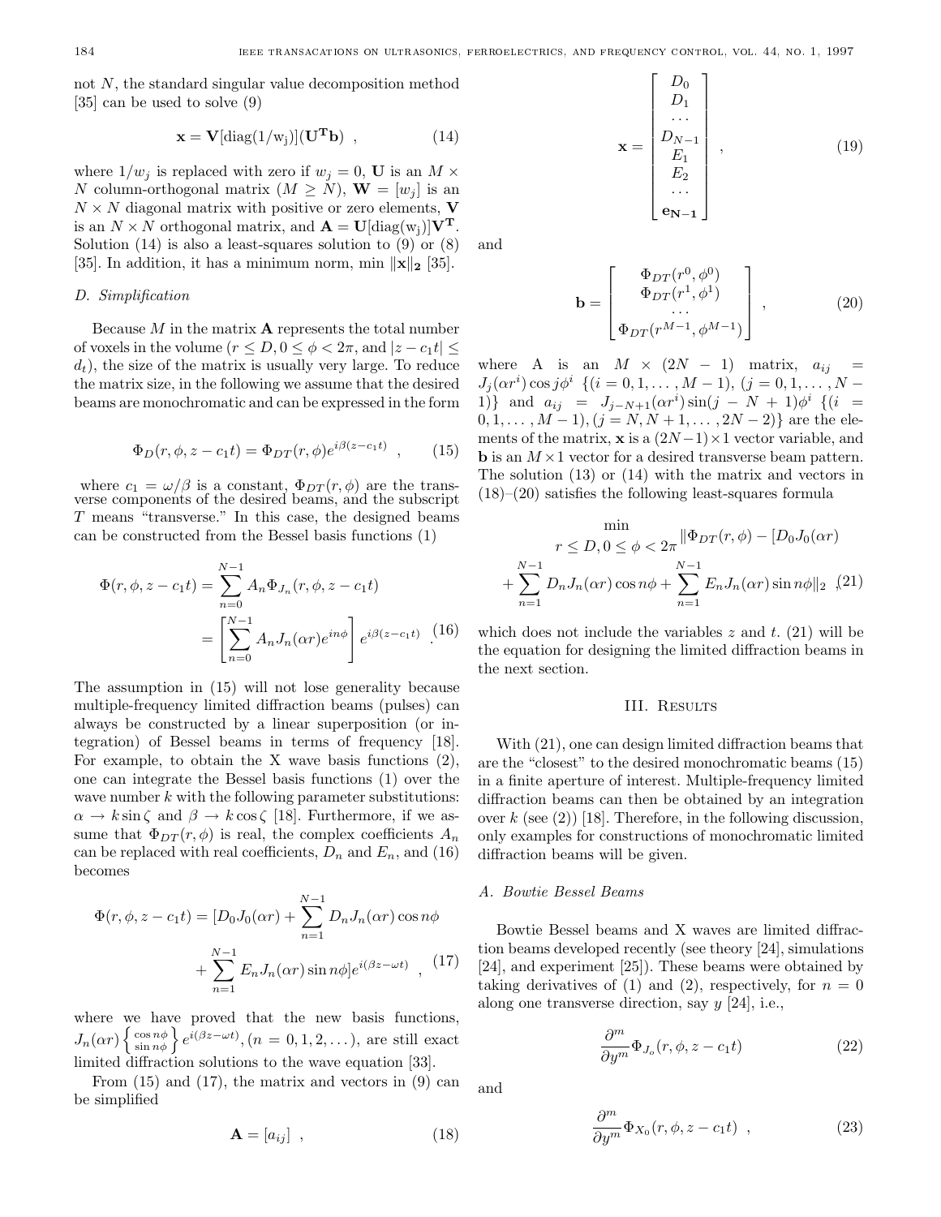not $N$, the standard singular value decomposition method [35] can be used to solve (9)

$$\mathbf{x} = \mathbf{V}[\mathrm{diag}(1/\mathrm{w_j})](\mathbf{U^T b}) \ , \tag{14}$$

where $1/w_j$ is replaced with zero if $w_j = 0$, $\mathbf{U}$ is an $M \times N$ column-orthogonal matrix ($M \geq N$), $\mathbf{W} = [w_j]$ is an $N \times N$ diagonal matrix with positive or zero elements, $\mathbf{V}$ is an $N \times N$ orthogonal matrix, and $\mathbf{A} = \mathbf{U}[\mathrm{diag}(\mathrm{w_j})]\mathbf{V^T}$. Solution (14) is also a least-squares solution to (9) or (8) [35]. In addition, it has a minimum norm, $\min \|\mathbf{x}\|_\mathbf{2}$ [35].

### D. Simplification

Because $M$ in the matrix $\mathbf{A}$ represents the total number of voxels in the volume ($r \leq D, 0 \leq \phi < 2\pi$, and $|z - c_1 t| \leq d_t$), the size of the matrix is usually very large. To reduce the matrix size, in the following we assume that the desired beams are monochromatic and can be expressed in the form

$$\Phi_D(r, \phi, z - c_1 t) = \Phi_{DT}(r, \phi) e^{i\beta(z - c_1 t)} \ , \tag{15}$$

where $c_1 = \omega/\beta$ is a constant, $\Phi_{DT}(r, \phi)$ are the transverse components of the desired beams, and the subscript $T$ means "transverse." In this case, the designed beams can be constructed from the Bessel basis functions (1)

$$\begin{aligned}\Phi(r, \phi, z - c_1 t) &= \sum_{n=0}^{N-1} A_n \Phi_{J_n}(r, \phi, z - c_1 t) \\ &= \left[\sum_{n=0}^{N-1} A_n J_n(\alpha r) e^{in\phi}\right] e^{i\beta(z - c_1 t)} \ .\end{aligned} \tag{16}$$

The assumption in (15) will not lose generality because multiple-frequency limited diffraction beams (pulses) can always be constructed by a linear superposition (or integration) of Bessel beams in terms of frequency [18]. For example, to obtain the X wave basis functions (2), one can integrate the Bessel basis functions (1) over the wave number $k$ with the following parameter substitutions: $\alpha \to k \sin\zeta$ and $\beta \to k \cos\zeta$ [18]. Furthermore, if we assume that $\Phi_{DT}(r, \phi)$ is real, the complex coefficients $A_n$ can be replaced with real coefficients, $D_n$ and $E_n$, and (16) becomes

$$\begin{aligned}\Phi(r, \phi, z - c_1 t) = [&D_0 J_0(\alpha r) + \sum_{n=1}^{N-1} D_n J_n(\alpha r) \cos n\phi \\ &+ \sum_{n=1}^{N-1} E_n J_n(\alpha r) \sin n\phi] e^{i(\beta z - \omega t)} \ ,\end{aligned} \tag{17}$$

where we have proved that the new basis functions, $J_n(\alpha r) \left\{ \begin{smallmatrix} \cos n\phi \\ \sin n\phi \end{smallmatrix} \right\} e^{i(\beta z - \omega t)}, (n = 0, 1, 2, \dots)$, are still exact limited diffraction solutions to the wave equation [33].

From (15) and (17), the matrix and vectors in (9) can be simplified

$$\mathbf{A} = [a_{ij}] \ , \tag{18}$$

$$\mathbf{x} = \begin{bmatrix} D_0 \\ D_1 \\ \dots \\ D_{N-1} \\ E_1 \\ E_2 \\ \dots \\ \mathbf{e_{N-1}} \end{bmatrix} \ , \tag{19}$$

and

$$\mathbf{b} = \begin{bmatrix} \Phi_{DT}(r^0, \phi^0) \\ \Phi_{DT}(r^1, \phi^1) \\ \dots \\ \Phi_{DT}(r^{M-1}, \phi^{M-1}) \end{bmatrix} \ , \tag{20}$$

where A is an $M \times (2N - 1)$ matrix, $a_{ij} = J_j(\alpha r^i) \cos j\phi^i$ $\{(i = 0, 1, \dots, M - 1), (j = 0, 1, \dots, N - 1)\}$ and $a_{ij} = J_{j-N+1}(\alpha r^i) \sin(j - N + 1)\phi^i$ $\{(i = 0, 1, \dots, M - 1), (j = N, N + 1, \dots, 2N - 2)\}$ are the elements of the matrix, $\mathbf{x}$ is a $(2N - 1) \times 1$ vector variable, and $\mathbf{b}$ is an $M \times 1$ vector for a desired transverse beam pattern. The solution (13) or (14) with the matrix and vectors in (18)–(20) satisfies the following least-squares formula

$$\begin{aligned}\min_{r \leq D, 0 \leq \phi < 2\pi} \|&\Phi_{DT}(r, \phi) - [D_0 J_0(\alpha r) \\ &+ \sum_{n=1}^{N-1} D_n J_n(\alpha r) \cos n\phi + \sum_{n=1}^{N-1} E_n J_n(\alpha r) \sin n\phi\|_2 \ ,\end{aligned} \tag{21}$$

which does not include the variables $z$ and $t$. (21) will be the equation for designing the limited diffraction beams in the next section.

## III. Results

With (21), one can design limited diffraction beams that are the "closest" to the desired monochromatic beams (15) in a finite aperture of interest. Multiple-frequency limited diffraction beams can then be obtained by an integration over $k$ (see (2)) [18]. Therefore, in the following discussion, only examples for constructions of monochromatic limited diffraction beams will be given.

### A. Bowtie Bessel Beams

Bowtie Bessel beams and X waves are limited diffraction beams developed recently (see theory [24], simulations [24], and experiment [25]). These beams were obtained by taking derivatives of (1) and (2), respectively, for $n = 0$ along one transverse direction, say $y$ [24], i.e.,

$$\frac{\partial^m}{\partial y^m} \Phi_{J_o}(r, \phi, z - c_1 t) \tag{22}$$

and

$$\frac{\partial^m}{\partial y^m} \Phi_{X_0}(r, \phi, z - c_1 t) \ , \tag{23}$$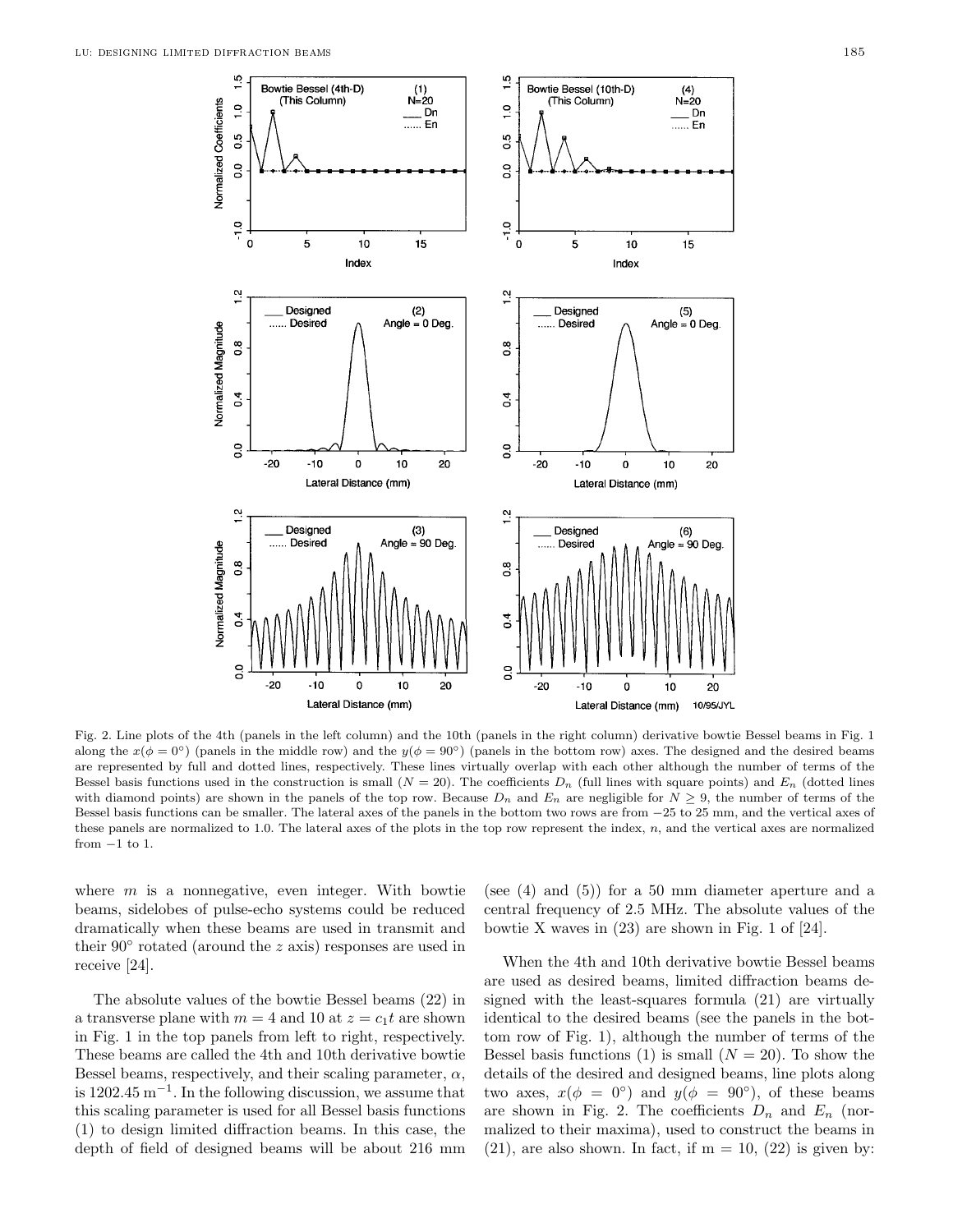Fig. 2. Line plots of the 4th (panels in the left column) and the 10th (panels in the right column) derivative bowtie Bessel beams in Fig. 1 along the $x(\phi = 0°)$ (panels in the middle row) and the $y(\phi = 90°)$ (panels in the bottom row) axes. The designed and the desired beams are represented by full and dotted lines, respectively. These lines virtually overlap with each other although the number of terms of the Bessel basis functions used in the construction is small ($N = 20$). The coefficients $D_n$ (full lines with square points) and $E_n$ (dotted lines with diamond points) are shown in the panels of the top row. Because $D_n$ and $E_n$ are negligible for $N \geq 9$, the number of terms of the Bessel basis functions can be smaller. The lateral axes of the panels in the bottom two rows are from −25 to 25 mm, and the vertical axes of these panels are normalized to 1.0. The lateral axes of the plots in the top row represent the index, $n$, and the vertical axes are normalized from −1 to 1.

where $m$ is a nonnegative, even integer. With bowtie beams, sidelobes of pulse-echo systems could be reduced dramatically when these beams are used in transmit and their 90° rotated (around the $z$ axis) responses are used in receive [24].

The absolute values of the bowtie Bessel beams (22) in a transverse plane with $m = 4$ and 10 at $z = c_1 t$ are shown in Fig. 1 in the top panels from left to right, respectively. These beams are called the 4th and 10th derivative bowtie Bessel beams, respectively, and their scaling parameter, $\alpha$, is 1202.45 $\mathrm{m}^{-1}$. In the following discussion, we assume that this scaling parameter is used for all Bessel basis functions (1) to design limited diffraction beams. In this case, the depth of field of designed beams will be about 216 mm (see (4) and (5)) for a 50 mm diameter aperture and a central frequency of 2.5 MHz. The absolute values of the bowtie X waves in (23) are shown in Fig. 1 of [24].

When the 4th and 10th derivative bowtie Bessel beams are used as desired beams, limited diffraction beams designed with the least-squares formula (21) are virtually identical to the desired beams (see the panels in the bottom row of Fig. 1), although the number of terms of the Bessel basis functions (1) is small ($N = 20$). To show the details of the desired and designed beams, line plots along two axes, $x(\phi = 0°)$ and $y(\phi = 90°)$, of these beams are shown in Fig. 2. The coefficients $D_n$ and $E_n$ (normalized to their maxima), used to construct the beams in (21), are also shown. In fact, if m = 10, (22) is given by: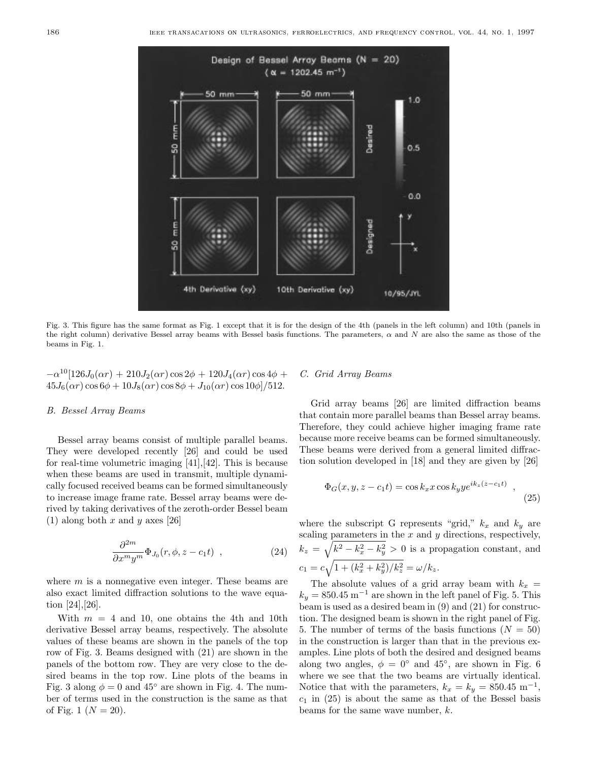Fig. 3. This figure has the same format as Fig. 1 except that it is for the design of the 4th (panels in the left column) and 10th (panels in the right column) derivative Bessel array beams with Bessel basis functions. The parameters, $\alpha$ and $N$ are also the same as those of the beams in Fig. 1.

$-\alpha^{10}[126J_0(\alpha r) + 210J_2(\alpha r)\cos 2\phi + 120J_4(\alpha r)\cos 4\phi + 45J_6(\alpha r)\cos 6\phi + 10J_8(\alpha r)\cos 8\phi + J_{10}(\alpha r)\cos 10\phi]/512.$

### B. Bessel Array Beams

Bessel array beams consist of multiple parallel beams. They were developed recently [26] and could be used for real-time volumetric imaging [41],[42]. This is because when these beams are used in transmit, multiple dynamically focused received beams can be formed simultaneously to increase image frame rate. Bessel array beams were derived by taking derivatives of the zeroth-order Bessel beam (1) along both $x$ and $y$ axes [26]

$$\frac{\partial^{2m}}{\partial x^m y^m}\Phi_{J_0}(r,\phi,z-c_1 t) \quad , \tag{24}$$

where $m$ is a nonnegative even integer. These beams are also exact limited diffraction solutions to the wave equation [24],[26].

With $m = 4$ and 10, one obtains the 4th and 10th derivative Bessel array beams, respectively. The absolute values of these beams are shown in the panels of the top row of Fig. 3. Beams designed with (21) are shown in the panels of the bottom row. They are very close to the desired beams in the top row. Line plots of the beams in Fig. 3 along $\phi = 0$ and $45^\circ$ are shown in Fig. 4. The number of terms used in the construction is the same as that of Fig. 1 ($N = 20$).

### C. Grid Array Beams

Grid array beams [26] are limited diffraction beams that contain more parallel beams than Bessel array beams. Therefore, they could achieve higher imaging frame rate because more receive beams can be formed simultaneously. These beams were derived from a general limited diffraction solution developed in [18] and they are given by [26]

$$\Phi_G(x,y,z-c_1 t) = \cos k_x x \cos k_y y e^{ik_z(z-c_1 t)} \quad , \tag{25}$$

where the subscript G represents "grid," $k_x$ and $k_y$ are scaling parameters in the $x$ and $y$ directions, respectively, $k_z = \sqrt{k^2 - k_x^2 - k_y^2} > 0$ is a propagation constant, and $c_1 = c\sqrt{1 + (k_x^2 + k_y^2)/k_z^2} = \omega/k_z$.

The absolute values of a grid array beam with $k_x = k_y = 850.45\ \mathrm{m}^{-1}$ are shown in the left panel of Fig. 5. This beam is used as a desired beam in (9) and (21) for construction. The designed beam is shown in the right panel of Fig. 5. The number of terms of the basis functions ($N = 50$) in the construction is larger than that in the previous examples. Line plots of both the desired and designed beams along two angles, $\phi = 0^\circ$ and $45^\circ$, are shown in Fig. 6 where we see that the two beams are virtually identical. Notice that with the parameters, $k_x = k_y = 850.45\ \mathrm{m}^{-1}$, $c_1$ in (25) is about the same as that of the Bessel basis beams for the same wave number, $k$.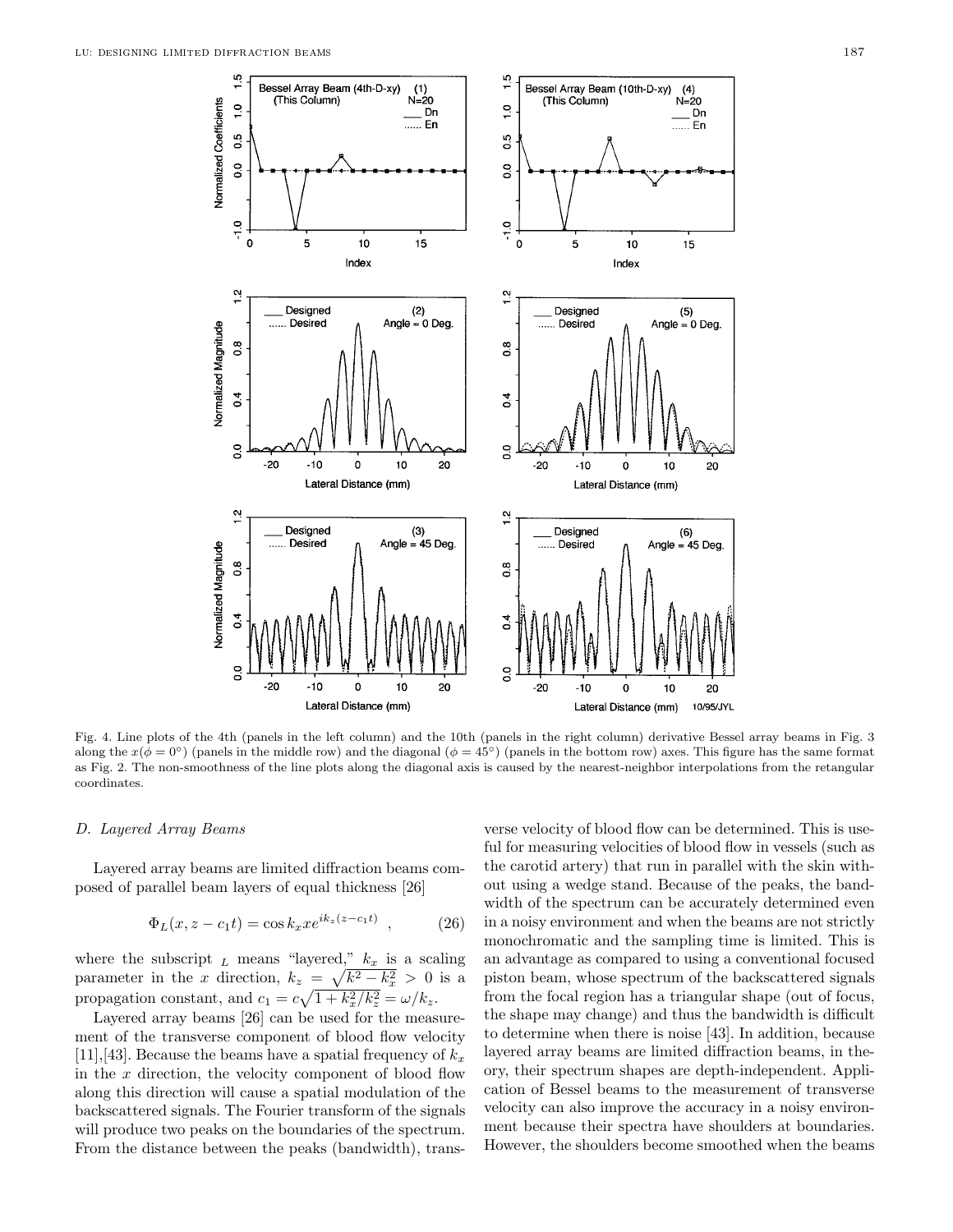Fig. 4. Line plots of the 4th (panels in the left column) and the 10th (panels in the right column) derivative Bessel array beams in Fig. 3 along the $x(\phi = 0°)$ (panels in the middle row) and the diagonal ($\phi = 45°$) (panels in the bottom row) axes. This figure has the same format as Fig. 2. The non-smoothness of the line plots along the diagonal axis is caused by the nearest-neighbor interpolations from the retangular coordinates.

### D. Layered Array Beams

Layered array beams are limited diffraction beams composed of parallel beam layers of equal thickness [26]

$$\Phi_L(x, z - c_1 t) = \cos k_x x e^{ik_z(z - c_1 t)} \quad , \tag{26}$$

where the subscript $_L$ means "layered," $k_x$ is a scaling parameter in the $x$ direction, $k_z = \sqrt{k^2 - k_x^2} > 0$ is a propagation constant, and $c_1 = c\sqrt{1 + k_x^2/k_z^2} = \omega/k_z$.

Layered array beams [26] can be used for the measurement of the transverse component of blood flow velocity [11],[43]. Because the beams have a spatial frequency of $k_x$ in the $x$ direction, the velocity component of blood flow along this direction will cause a spatial modulation of the backscattered signals. The Fourier transform of the signals will produce two peaks on the boundaries of the spectrum. From the distance between the peaks (bandwidth), transverse velocity of blood flow can be determined. This is useful for measuring velocities of blood flow in vessels (such as the carotid artery) that run in parallel with the skin without using a wedge stand. Because of the peaks, the bandwidth of the spectrum can be accurately determined even in a noisy environment and when the beams are not strictly monochromatic and the sampling time is limited. This is an advantage as compared to using a conventional focused piston beam, whose spectrum of the backscattered signals from the focal region has a triangular shape (out of focus, the shape may change) and thus the bandwidth is difficult to determine when there is noise [43]. In addition, because layered array beams are limited diffraction beams, in theory, their spectrum shapes are depth-independent. Application of Bessel beams to the measurement of transverse velocity can also improve the accuracy in a noisy environment because their spectra have shoulders at boundaries. However, the shoulders become smoothed when the beams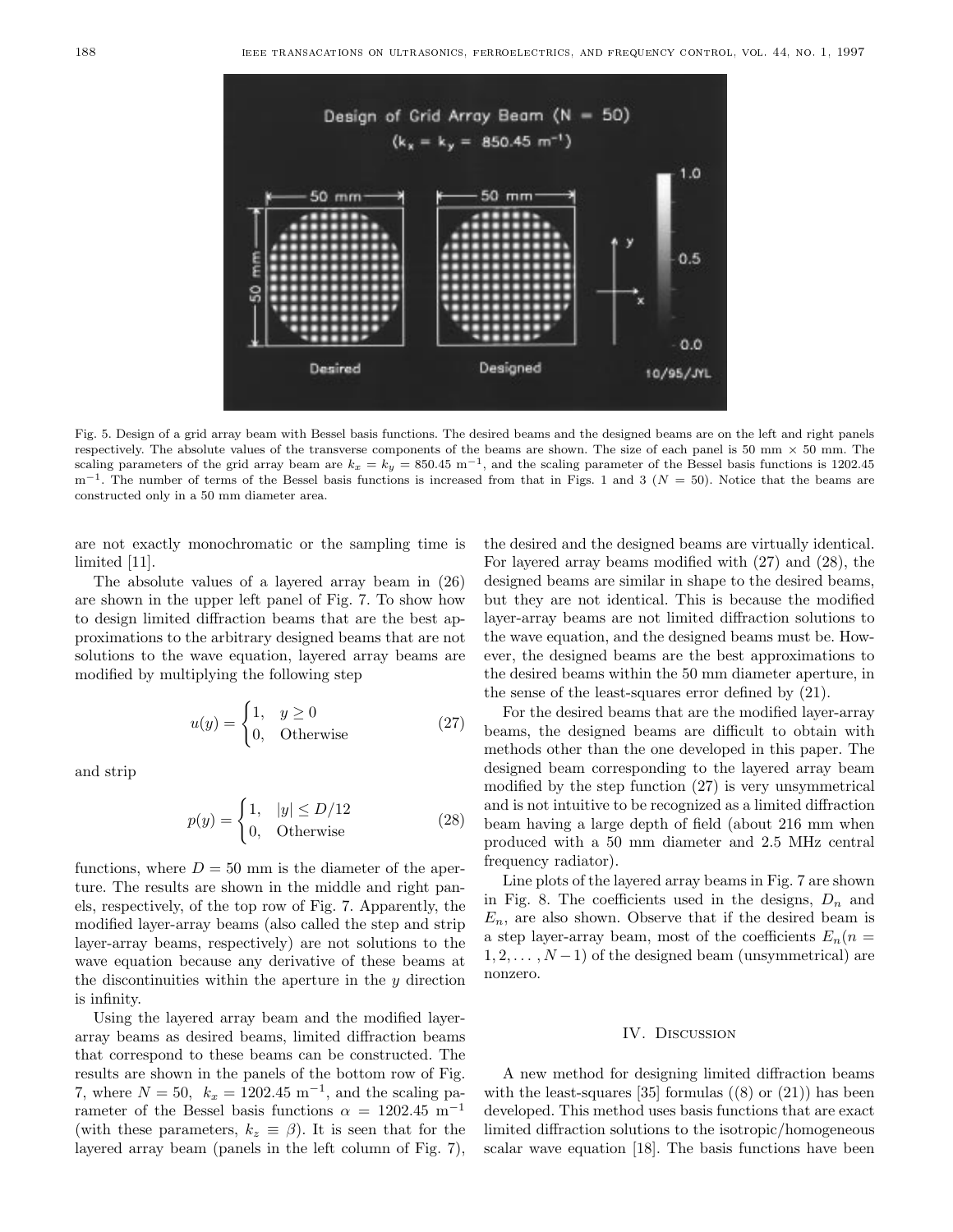Fig. 5. Design of a grid array beam with Bessel basis functions. The desired beams and the designed beams are on the left and right panels respectively. The absolute values of the transverse components of the beams are shown. The size of each panel is 50 mm × 50 mm. The scaling parameters of the grid array beam are $k_x = k_y = 850.45\ \text{m}^{-1}$, and the scaling parameter of the Bessel basis functions is 1202.45 $\text{m}^{-1}$. The number of terms of the Bessel basis functions is increased from that in Figs. 1 and 3 ($N = 50$). Notice that the beams are constructed only in a 50 mm diameter area.

are not exactly monochromatic or the sampling time is limited [11].

The absolute values of a layered array beam in (26) are shown in the upper left panel of Fig. 7. To show how to design limited diffraction beams that are the best approximations to the arbitrary designed beams that are not solutions to the wave equation, layered array beams are modified by multiplying the following step

$$u(y) = \begin{cases} 1, & y \geq 0 \\ 0, & \text{Otherwise} \end{cases} \tag{27}$$

and strip

$$p(y) = \begin{cases} 1, & |y| \leq D/12 \\ 0, & \text{Otherwise} \end{cases} \tag{28}$$

functions, where $D = 50$ mm is the diameter of the aperture. The results are shown in the middle and right panels, respectively, of the top row of Fig. 7. Apparently, the modified layer-array beams (also called the step and strip layer-array beams, respectively) are not solutions to the wave equation because any derivative of these beams at the discontinuities within the aperture in the $y$ direction is infinity.

Using the layered array beam and the modified layer-array beams as desired beams, limited diffraction beams that correspond to these beams can be constructed. The results are shown in the panels of the bottom row of Fig. 7, where $N = 50$, $k_x = 1202.45\ \text{m}^{-1}$, and the scaling parameter of the Bessel basis functions $\alpha = 1202.45\ \text{m}^{-1}$ (with these parameters, $k_z \equiv \beta$). It is seen that for the layered array beam (panels in the left column of Fig. 7), the desired and the designed beams are virtually identical. For layered array beams modified with (27) and (28), the designed beams are similar in shape to the desired beams, but they are not identical. This is because the modified layer-array beams are not limited diffraction solutions to the wave equation, and the designed beams must be. However, the designed beams are the best approximations to the desired beams within the 50 mm diameter aperture, in the sense of the least-squares error defined by (21).

For the desired beams that are the modified layer-array beams, the designed beams are difficult to obtain with methods other than the one developed in this paper. The designed beam corresponding to the layered array beam modified by the step function (27) is very unsymmetrical and is not intuitive to be recognized as a limited diffraction beam having a large depth of field (about 216 mm when produced with a 50 mm diameter and 2.5 MHz central frequency radiator).

Line plots of the layered array beams in Fig. 7 are shown in Fig. 8. The coefficients used in the designs, $D_n$ and $E_n$, are also shown. Observe that if the desired beam is a step layer-array beam, most of the coefficients $E_n (n = 1, 2, \ldots, N-1)$ of the designed beam (unsymmetrical) are nonzero.

## IV. Discussion

A new method for designing limited diffraction beams with the least-squares [35] formulas ((8) or (21)) has been developed. This method uses basis functions that are exact limited diffraction solutions to the isotropic/homogeneous scalar wave equation [18]. The basis functions have been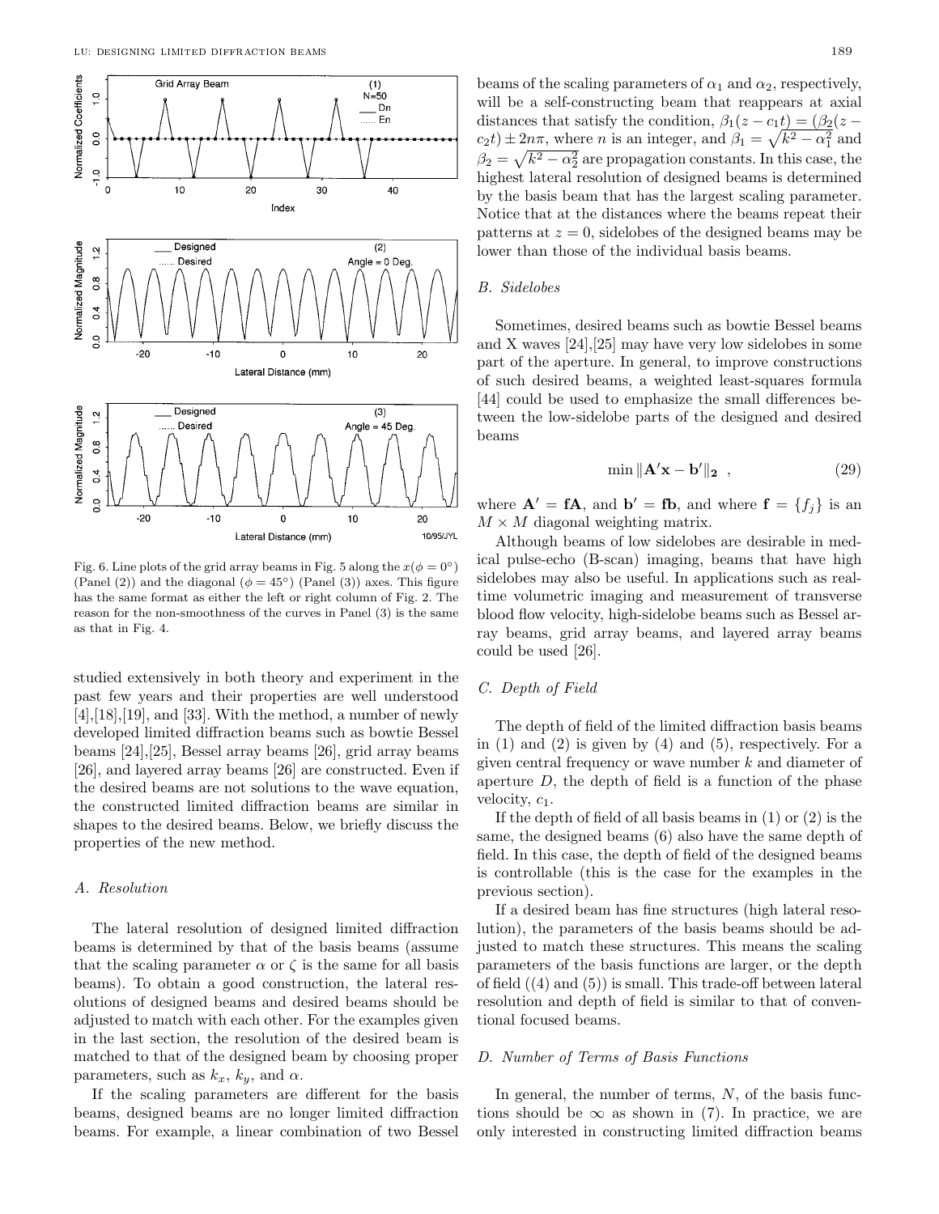Fig. 6. Line plots of the grid array beams in Fig. 5 along the $x(\phi = 0°)$ (Panel (2)) and the diagonal ($\phi = 45°$) (Panel (3)) axes. This figure has the same format as either the left or right column of Fig. 2. The reason for the non-smoothness of the curves in Panel (3) is the same as that in Fig. 4.

studied extensively in both theory and experiment in the past few years and their properties are well understood [4],[18],[19], and [33]. With the method, a number of newly developed limited diffraction beams such as bowtie Bessel beams [24],[25], Bessel array beams [26], grid array beams [26], and layered array beams [26] are constructed. Even if the desired beams are not solutions to the wave equation, the constructed limited diffraction beams are similar in shapes to the desired beams. Below, we briefly discuss the properties of the new method.

### A. Resolution

The lateral resolution of designed limited diffraction beams is determined by that of the basis beams (assume that the scaling parameter $\alpha$ or $\zeta$ is the same for all basis beams). To obtain a good construction, the lateral resolutions of designed beams and desired beams should be adjusted to match with each other. For the examples given in the last section, the resolution of the desired beam is matched to that of the designed beam by choosing proper parameters, such as $k_x$, $k_y$, and $\alpha$.

If the scaling parameters are different for the basis beams, designed beams are no longer limited diffraction beams. For example, a linear combination of two Bessel beams of the scaling parameters of $\alpha_1$ and $\alpha_2$, respectively, will be a self-constructing beam that reappears at axial distances that satisfy the condition, $\beta_1(z - c_1 t) = (\beta_2(z - c_2 t) \pm 2n\pi$, where $n$ is an integer, and $\beta_1 = \sqrt{k^2 - \alpha_1^2}$ and $\beta_2 = \sqrt{k^2 - \alpha_2^2}$ are propagation constants. In this case, the highest lateral resolution of designed beams is determined by the basis beam that has the largest scaling parameter. Notice that at the distances where the beams repeat their patterns at $z = 0$, sidelobes of the designed beams may be lower than those of the individual basis beams.

### B. Sidelobes

Sometimes, desired beams such as bowtie Bessel beams and X waves [24],[25] may have very low sidelobes in some part of the aperture. In general, to improve constructions of such desired beams, a weighted least-squares formula [44] could be used to emphasize the small differences between the low-sidelobe parts of the designed and desired beams

$$\min \|\mathbf{A}'\mathbf{x} - \mathbf{b}'\|_\mathbf{2} \ , \tag{29}$$

where $\mathbf{A}' = \mathbf{fA}$, and $\mathbf{b}' = \mathbf{fb}$, and where $\mathbf{f} = \{f_j\}$ is an $M \times M$ diagonal weighting matrix.

Although beams of low sidelobes are desirable in medical pulse-echo (B-scan) imaging, beams that have high sidelobes may also be useful. In applications such as real-time volumetric imaging and measurement of transverse blood flow velocity, high-sidelobe beams such as Bessel array beams, grid array beams, and layered array beams could be used [26].

### C. Depth of Field

The depth of field of the limited diffraction basis beams in (1) and (2) is given by (4) and (5), respectively. For a given central frequency or wave number $k$ and diameter of aperture $D$, the depth of field is a function of the phase velocity, $c_1$.

If the depth of field of all basis beams in (1) or (2) is the same, the designed beams (6) also have the same depth of field. In this case, the depth of field of the designed beams is controllable (this is the case for the examples in the previous section).

If a desired beam has fine structures (high lateral resolution), the parameters of the basis beams should be adjusted to match these structures. This means the scaling parameters of the basis functions are larger, or the depth of field ((4) and (5)) is small. This trade-off between lateral resolution and depth of field is similar to that of conventional focused beams.

### D. Number of Terms of Basis Functions

In general, the number of terms, $N$, of the basis functions should be $\infty$ as shown in (7). In practice, we are only interested in constructing limited diffraction beams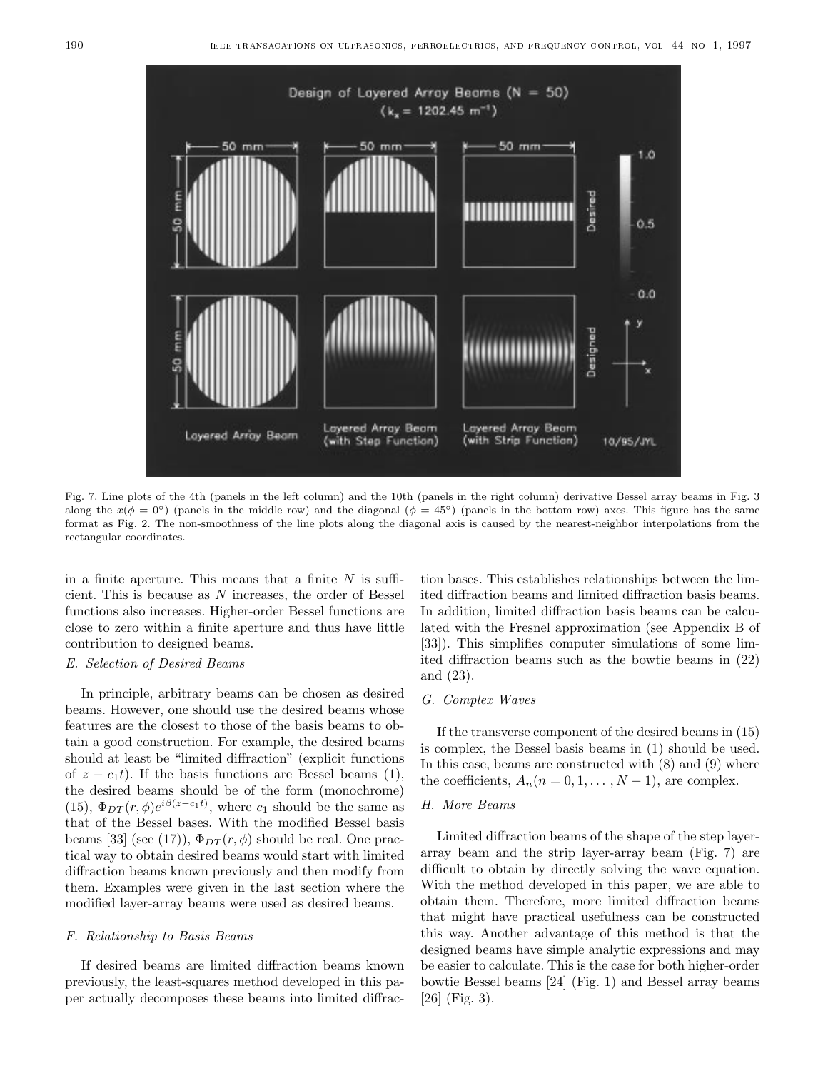Fig. 7. Line plots of the 4th (panels in the left column) and the 10th (panels in the right column) derivative Bessel array beams in Fig. 3 along the $x(\phi = 0°)$ (panels in the middle row) and the diagonal ($\phi = 45°$) (panels in the bottom row) axes. This figure has the same format as Fig. 2. The non-smoothness of the line plots along the diagonal axis is caused by the nearest-neighbor interpolations from the rectangular coordinates.

in a finite aperture. This means that a finite $N$ is sufficient. This is because as $N$ increases, the order of Bessel functions also increases. Higher-order Bessel functions are close to zero within a finite aperture and thus have little contribution to designed beams.

### E. Selection of Desired Beams

In principle, arbitrary beams can be chosen as desired beams. However, one should use the desired beams whose features are the closest to those of the basis beams to obtain a good construction. For example, the desired beams should at least be "limited diffraction" (explicit functions of $z - c_1 t$). If the basis functions are Bessel beams (1), the desired beams should be of the form (monochrome) (15), $\Phi_{DT}(r, \phi)e^{i\beta(z-c_1 t)}$, where $c_1$ should be the same as that of the Bessel bases. With the modified Bessel basis beams [33] (see (17)), $\Phi_{DT}(r, \phi)$ should be real. One practical way to obtain desired beams would start with limited diffraction beams known previously and then modify from them. Examples were given in the last section where the modified layer-array beams were used as desired beams.

### F. Relationship to Basis Beams

If desired beams are limited diffraction beams known previously, the least-squares method developed in this paper actually decomposes these beams into limited diffraction bases. This establishes relationships between the limited diffraction beams and limited diffraction basis beams. In addition, limited diffraction basis beams can be calculated with the Fresnel approximation (see Appendix B of [33]). This simplifies computer simulations of some limited diffraction beams such as the bowtie beams in (22) and (23).

### G. Complex Waves

If the transverse component of the desired beams in (15) is complex, the Bessel basis beams in (1) should be used. In this case, beams are constructed with (8) and (9) where the coefficients, $A_n (n = 0, 1, \ldots , N - 1)$, are complex.

### H. More Beams

Limited diffraction beams of the shape of the step layer-array beam and the strip layer-array beam (Fig. 7) are difficult to obtain by directly solving the wave equation. With the method developed in this paper, we are able to obtain them. Therefore, more limited diffraction beams that might have practical usefulness can be constructed this way. Another advantage of this method is that the designed beams have simple analytic expressions and may be easier to calculate. This is the case for both higher-order bowtie Bessel beams [24] (Fig. 1) and Bessel array beams [26] (Fig. 3).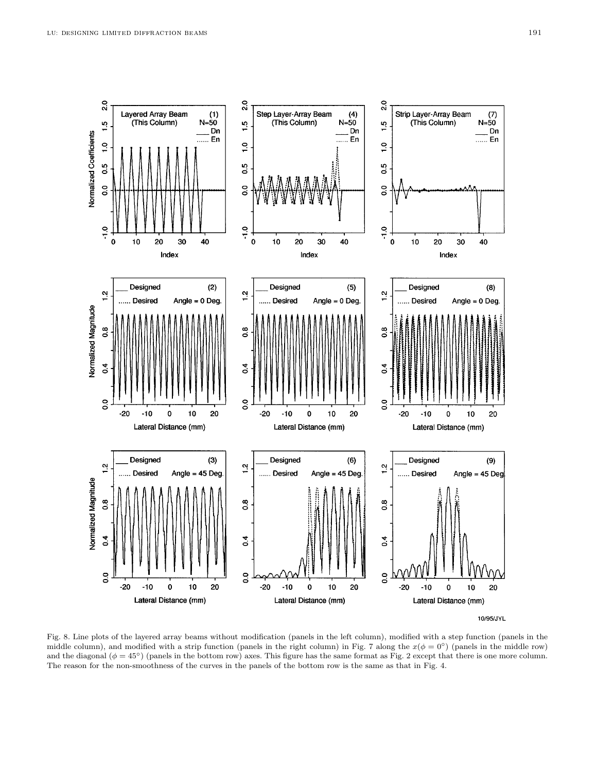Fig. 8. Line plots of the layered array beams without modification (panels in the left column), modified with a step function (panels in the middle column), and modified with a strip function (panels in the right column) in Fig. 7 along the $x(\phi = 0°)$ (panels in the middle row) and the diagonal ($\phi = 45°$) (panels in the bottom row) axes. This figure has the same format as Fig. 2 except that there is one more column. The reason for the non-smoothness of the curves in the panels of the bottom row is the same as that in Fig. 4.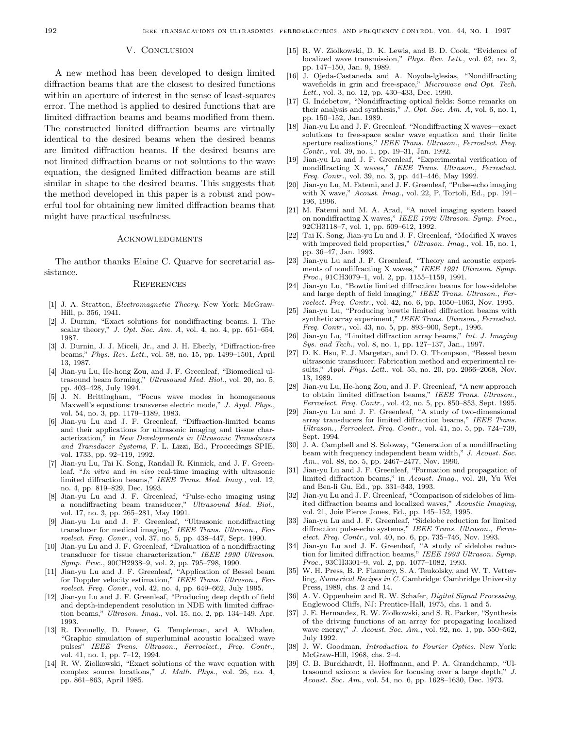## V. Conclusion

A new method has been developed to design limited diffraction beams that are the closest to desired functions within an aperture of interest in the sense of least-squares error. The method is applied to desired functions that are limited diffraction beams and beams modified from them. The constructed limited diffraction beams are virtually identical to the desired beams when the desired beams are limited diffraction beams. If the desired beams are not limited diffraction beams or not solutions to the wave equation, the designed limited diffraction beams are still similar in shape to the desired beams. This suggests that the method developed in this paper is a robust and powerful tool for obtaining new limited diffraction beams that might have practical usefulness.

## Acknowledgments

The author thanks Elaine C. Quarve for secretarial assistance.

## References

[1] J. A. Stratton, *Electromagnetic Theory.* New York: McGraw-Hill, p. 356, 1941.

[2] J. Durnin, "Exact solutions for nondiffracting beams. I. The scalar theory," *J. Opt. Soc. Am. A*, vol. 4, no. 4, pp. 651–654, 1987.

[3] J. Durnin, J. J. Miceli, Jr., and J. H. Eberly, "Diffraction-free beams," *Phys. Rev. Lett.*, vol. 58, no. 15, pp. 1499–1501, April 13, 1987.

[4] Jian-yu Lu, He-hong Zou, and J. F. Greenleaf, "Biomedical ultrasound beam forming," *Ultrasound Med. Biol.*, vol. 20, no. 5, pp. 403–428, July 1994.

[5] J. N. Brittingham, "Focus wave modes in homogeneous Maxwell's equations: transverse electric mode," *J. Appl. Phys.*, vol. 54, no. 3, pp. 1179–1189, 1983.

[6] Jian-yu Lu and J. F. Greenleaf, "Diffraction-limited beams and their applications for ultrasonic imaging and tissue characterization," in *New Developments in Ultrasonic Transducers and Transducer Systems*, F. L. Lizzi, Ed., Proceedings SPIE, vol. 1733, pp. 92–119, 1992.

[7] Jian-yu Lu, Tai K. Song, Randall R. Kinnick, and J. F. Greenleaf, "*In vitro* and *in vivo* real-time imaging with ultrasonic limited diffraction beams," *IEEE Trans. Med. Imag.,* vol. 12, no. 4, pp. 819–829, Dec. 1993.

[8] Jian-yu Lu and J. F. Greenleaf, "Pulse-echo imaging using a nondiffracting beam transducer," *Ultrasound Med. Biol.,* vol. 17, no. 3, pp. 265–281, May 1991.

[9] Jian-yu Lu and J. F. Greenleaf, "Ultrasonic nondiffracting transducer for medical imaging," *IEEE Trans. Ultrason., Ferroelect. Freq. Contr.,* vol. 37, no. 5, pp. 438–447, Sept. 1990.

[10] Jian-yu Lu and J. F. Greenleaf, "Evaluation of a nondiffracting transducer for tissue characterization," *IEEE 1990 Ultrason. Symp. Proc.,* 90CH2938–9, vol. 2, pp. 795–798, 1990.

[11] Jian-yu Lu and J. F. Greenleaf, "Application of Bessel beam for Doppler velocity estimation," *IEEE Trans. Ultrason., Ferroelect. Freq. Contr.,* vol. 42, no. 4, pp. 649–662, July 1995.

[12] Jian-yu Lu and J. F. Greenleaf, "Producing deep depth of field and depth-independent resolution in NDE with limited diffraction beams," *Ultrason. Imag.,* vol. 15, no. 2, pp. 134–149, Apr. 1993.

[13] R. Donnelly, D. Power, G. Templeman, and A. Whalen, "Graphic simulation of superluminal acoustic localized wave pulses" *IEEE Trans. Ultrason., Ferroelect., Freq. Contr.,* vol. 41, no. 1, pp. 7–12, 1994.

[14] R. W. Ziolkowski, "Exact solutions of the wave equation with complex source locations," *J. Math. Phys.*, vol. 26, no. 4, pp. 861–863, April 1985.

[15] R. W. Ziolkowski, D. K. Lewis, and B. D. Cook, "Evidence of localized wave transmission," *Phys. Rev. Lett.*, vol. 62, no. 2, pp. 147–150, Jan. 9, 1989.

[16] J. Ojeda-Castaneda and A. Noyola-lglesias, "Nondiffracting wavefields in grin and free-space," *Microwave and Opt. Tech. Lett.,* vol. 3, no. 12, pp. 430–433, Dec. 1990.

[17] G. Indebetow, "Nondiffracting optical fields: Some remarks on their analysis and synthesis," *J. Opt. Soc. Am. A*, vol. 6, no. 1, pp. 150–152, Jan. 1989.

[18] Jian-yu Lu and J. F. Greenleaf, "Nondiffracting X waves—exact solutions to free-space scalar wave equation and their finite aperture realizations," *IEEE Trans. Ultrason., Ferroelect. Freq. Contr.,* vol. 39, no. 1, pp. 19–31, Jan. 1992.

[19] Jian-yu Lu and J. F. Greenleaf, "Experimental verification of nondiffracting X waves," *IEEE Trans. Ultrason., Ferroelect. Freq. Contr.,* vol. 39, no. 3, pp. 441–446, May 1992.

[20] Jian-yu Lu, M. Fatemi, and J. F. Greenleaf, "Pulse-echo imaging with X wave," *Acoust. Imag.,* vol. 22, P. Tortoli, Ed., pp. 191–196, 1996.

[21] M. Fatemi and M. A. Arad, "A novel imaging system based on nondiffracting X waves," *IEEE 1992 Ultrason. Symp. Proc.,* 92CH3118–7, vol. 1, pp. 609–612, 1992.

[22] Tai K. Song, Jian-yu Lu and J. F. Greenleaf, "Modified X waves with improved field properties," *Ultrason. Imag.,* vol. 15, no. 1, pp. 36–47, Jan. 1993.

[23] Jian-yu Lu and J. F. Greenleaf, "Theory and acoustic experiments of nondiffracting X waves," *IEEE 1991 Ultrason. Symp. Proc.,* 91CH3079–1, vol. 2, pp. 1155–1159, 1991.

[24] Jian-yu Lu, "Bowtie limited diffraction beams for low-sidelobe and large depth of field imaging," *IEEE Trans. Ultrason., Ferroelect. Freq. Contr.,* vol. 42, no. 6, pp. 1050–1063, Nov. 1995.

[25] Jian-yu Lu, "Producing bowtie limited diffraction beams with synthetic array experiment," *IEEE Trans. Ultrason., Ferroelect. Freq. Contr.*, vol. 43, no. 5, pp. 893–900, Sept., 1996.

[26] Jian-yu Lu, "Limited diffraction array beams," *Int. J. Imaging Sys. and Tech.*, vol. 8, no. 1, pp. 127–137, Jan., 1997.

[27] D. K. Hsu, F. J. Margetan, and D. O. Thompson, "Bessel beam ultrasonic transducer: Fabrication method and experimental results," *Appl. Phys. Lett.*, vol. 55, no. 20, pp. 2066–2068, Nov. 13, 1989.

[28] Jian-yu Lu, He-hong Zou, and J. F. Greenleaf, "A new approach to obtain limited diffraction beams," *IEEE Trans. Ultrason., Ferroelect. Freq. Contr.,* vol. 42, no. 5, pp. 850–853, Sept. 1995.

[29] Jian-yu Lu and J. F. Greenleaf, "A study of two-dimensional array transducers for limited diffraction beams," *IEEE Trans. Ultrason., Ferroelect. Freq. Contr.,* vol. 41, no. 5, pp. 724–739, Sept. 1994.

[30] J. A. Campbell and S. Soloway, "Generation of a nondiffracting beam with frequency independent beam width," *J. Acoust. Soc. Am.*, vol. 88, no. 5, pp. 2467–2477, Nov. 1990.

[31] Jian-yu Lu and J. F. Greenleaf, "Formation and propagation of limited diffraction beams," in *Acoust. Imag.,* vol. 20, Yu Wei and Ben-li Gu, Ed., pp. 331–343, 1993.

[32] Jian-yu Lu and J. F. Greenleaf, "Comparison of sidelobes of limited diffraction beams and localized waves," *Acoustic Imaging,* vol. 21, Joie Pierce Jones, Ed., pp. 145–152, 1995.

[33] Jian-yu Lu and J. F. Greenleaf, "Sidelobe reduction for limited diffraction pulse-echo systems," *IEEE Trans. Ultrason., Ferroelect. Freq. Contr.,* vol. 40, no. 6, pp. 735–746, Nov. 1993.

[34] Jian-yu Lu and J. F. Greenleaf, "A study of sidelobe reduction for limited diffraction beams," *IEEE 1993 Ultrason. Symp. Proc.,* 93CH3301–9, vol. 2, pp. 1077–1082, 1993.

[35] W. H. Press, B. P. Flannery, S. A. Teukolsky, and W. T. Vetterling, *Numerical Recipes in C.* Cambridge: Cambridge University Press, 1989, chs. 2 and 14.

[36] A. V. Oppenheim and R. W. Schafer, *Digital Signal Processing*, Englewood Cliffs, NJ: Prentice-Hall, 1975, chs. 1 and 5.

[37] J. E. Hernandez, R. W. Ziolkowski, and S. R. Parker, "Synthesis of the driving functions of an array for propagating localized wave energy," *J. Acoust. Soc. Am.,* vol. 92, no. 1, pp. 550–562, July 1992.

[38] J. W. Goodman, *Introduction to Fourier Optics.* New York: McGraw-Hill, 1968, chs. 2–4.

[39] C. B. Burckhardt, H. Hoffmann, and P. A. Grandchamp, "Ultrasound axicon: a device for focusing over a large depth," *J. Acoust. Soc. Am.*, vol. 54, no. 6, pp. 1628–1630, Dec. 1973.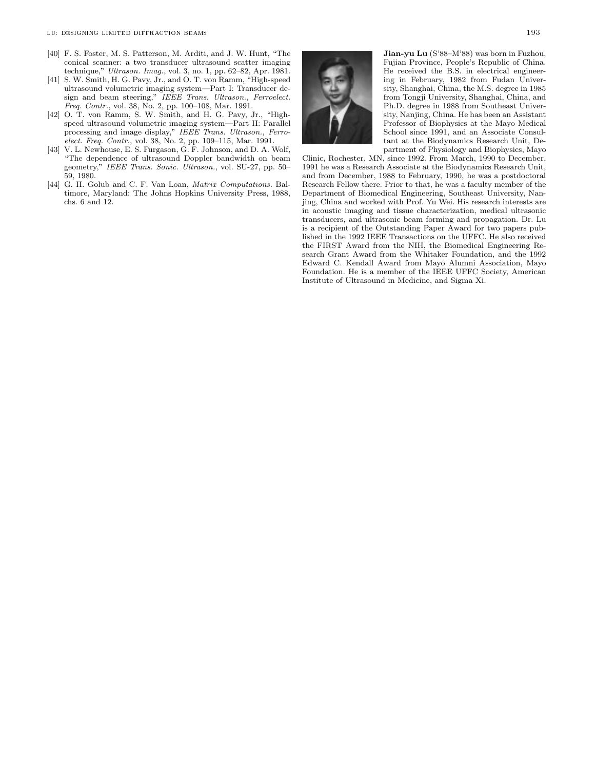[40] F. S. Foster, M. S. Patterson, M. Arditi, and J. W. Hunt, "The conical scanner: a two transducer ultrasound scatter imaging technique," *Ultrason. Imag.*, vol. 3, no. 1, pp. 62–82, Apr. 1981.

[41] S. W. Smith, H. G. Pavy, Jr., and O. T. von Ramm, "High-speed ultrasound volumetric imaging system—Part I: Transducer design and beam steering," *IEEE Trans. Ultrason., Ferroelect. Freq. Contr.*, vol. 38, No. 2, pp. 100–108, Mar. 1991.

[42] O. T. von Ramm, S. W. Smith, and H. G. Pavy, Jr., "High-speed ultrasound volumetric imaging system—Part II: Parallel processing and image display," *IEEE Trans. Ultrason., Ferroelect. Freq. Contr.*, vol. 38, No. 2, pp. 109–115, Mar. 1991.

[43] V. L. Newhouse, E. S. Furgason, G. F. Johnson, and D. A. Wolf, "The dependence of ultrasound Doppler bandwidth on beam geometry," *IEEE Trans. Sonic. Ultrason.*, vol. SU-27, pp. 50–59, 1980.

[44] G. H. Golub and C. F. Van Loan, *Matrix Computations*. Baltimore, Maryland: The Johns Hopkins University Press, 1988, chs. 6 and 12.

**Jian-yu Lu** (S'88–M'88) was born in Fuzhou, Fujian Province, People's Republic of China. He received the B.S. in electrical engineering in February, 1982 from Fudan University, Shanghai, China, the M.S. degree in 1985 from Tongji University, Shanghai, China, and Ph.D. degree in 1988 from Southeast University, Nanjing, China. He has been an Assistant Professor of Biophysics at the Mayo Medical School since 1991, and an Associate Consultant at the Biodynamics Research Unit, Department of Physiology and Biophysics, Mayo Clinic, Rochester, MN, since 1992. From March, 1990 to December, 1991 he was a Research Associate at the Biodynamics Research Unit, and from December, 1988 to February, 1990, he was a postdoctoral Research Fellow there. Prior to that, he was a faculty member of the Department of Biomedical Engineering, Southeast University, Nanjing, China and worked with Prof. Yu Wei. His research interests are in acoustic imaging and tissue characterization, medical ultrasonic transducers, and ultrasonic beam forming and propagation. Dr. Lu is a recipient of the Outstanding Paper Award for two papers published in the 1992 IEEE Transactions on the UFFC. He also received the FIRST Award from the NIH, the Biomedical Engineering Research Grant Award from the Whitaker Foundation, and the 1992 Edward C. Kendall Award from Mayo Alumni Association, Mayo Foundation. He is a member of the IEEE UFFC Society, American Institute of Ultrasound in Medicine, and Sigma Xi.